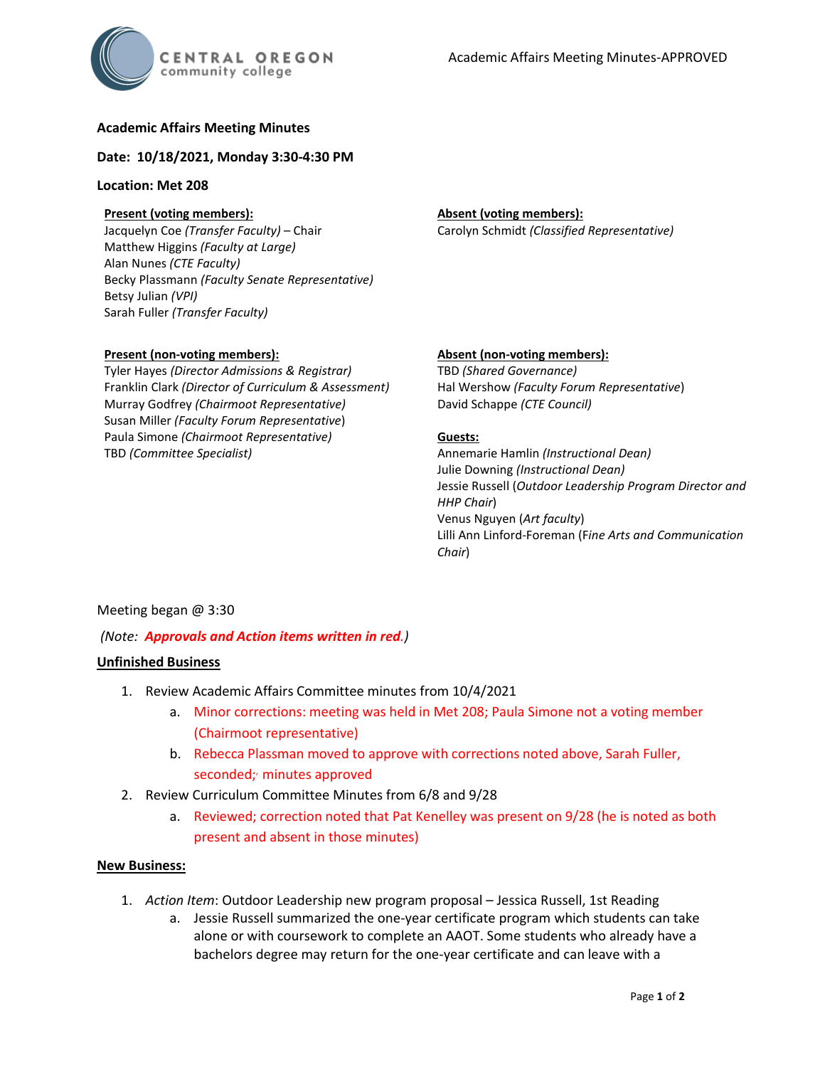Academic Affairs Meeting Minutes-APPROVED

**Academic Affairs Meeting Minutes**

**Date: 10/18/2021, Monday 3:30-4:30 PM**

**Location: Met 208**

**Present (voting members):**
Jacquelyn Coe *(Transfer Faculty)* – Chair
Matthew Higgins *(Faculty at Large)*
Alan Nunes *(CTE Faculty)*
Becky Plassmann *(Faculty Senate Representative)*
Betsy Julian *(VPI)*
Sarah Fuller *(Transfer Faculty)*

**Absent (voting members):**
Carolyn Schmidt *(Classified Representative)*

**Present (non-voting members):**
Tyler Hayes *(Director Admissions & Registrar)*
Franklin Clark *(Director of Curriculum & Assessment)*
Murray Godfrey *(Chairmoot Representative)*
Susan Miller *(Faculty Forum Representative)*
Paula Simone *(Chairmoot Representative)*
TBD *(Committee Specialist)*

**Absent (non-voting members):**
TBD *(Shared Governance)*
Hal Wershow *(Faculty Forum Representative)*
David Schappe *(CTE Council)*

**Guests:**
Annemarie Hamlin *(Instructional Dean)*
Julie Downing *(Instructional Dean)*
Jessie Russell (*Outdoor Leadership Program Director and HHP Chair*)
Venus Nguyen (*Art faculty*)
Lilli Ann Linford-Foreman (F*ine Arts and Communication Chair*)

Meeting began @ 3:30

*(Note: **Approvals and Action items written in red**.)*

**Unfinished Business**

1. Review Academic Affairs Committee minutes from 10/4/2021
   a. Minor corrections: meeting was held in Met 208; Paula Simone not a voting member (Chairmoot representative)
   b. Rebecca Plassman moved to approve with corrections noted above, Sarah Fuller, seconded; minutes approved
2. Review Curriculum Committee Minutes from 6/8 and 9/28
   a. Reviewed; correction noted that Pat Kenelley was present on 9/28 (he is noted as both present and absent in those minutes)

**New Business:**

1. *Action Item*: Outdoor Leadership new program proposal – Jessica Russell, 1st Reading
   a. Jessie Russell summarized the one-year certificate program which students can take alone or with coursework to complete an AAOT. Some students who already have a bachelors degree may return for the one-year certificate and can leave with a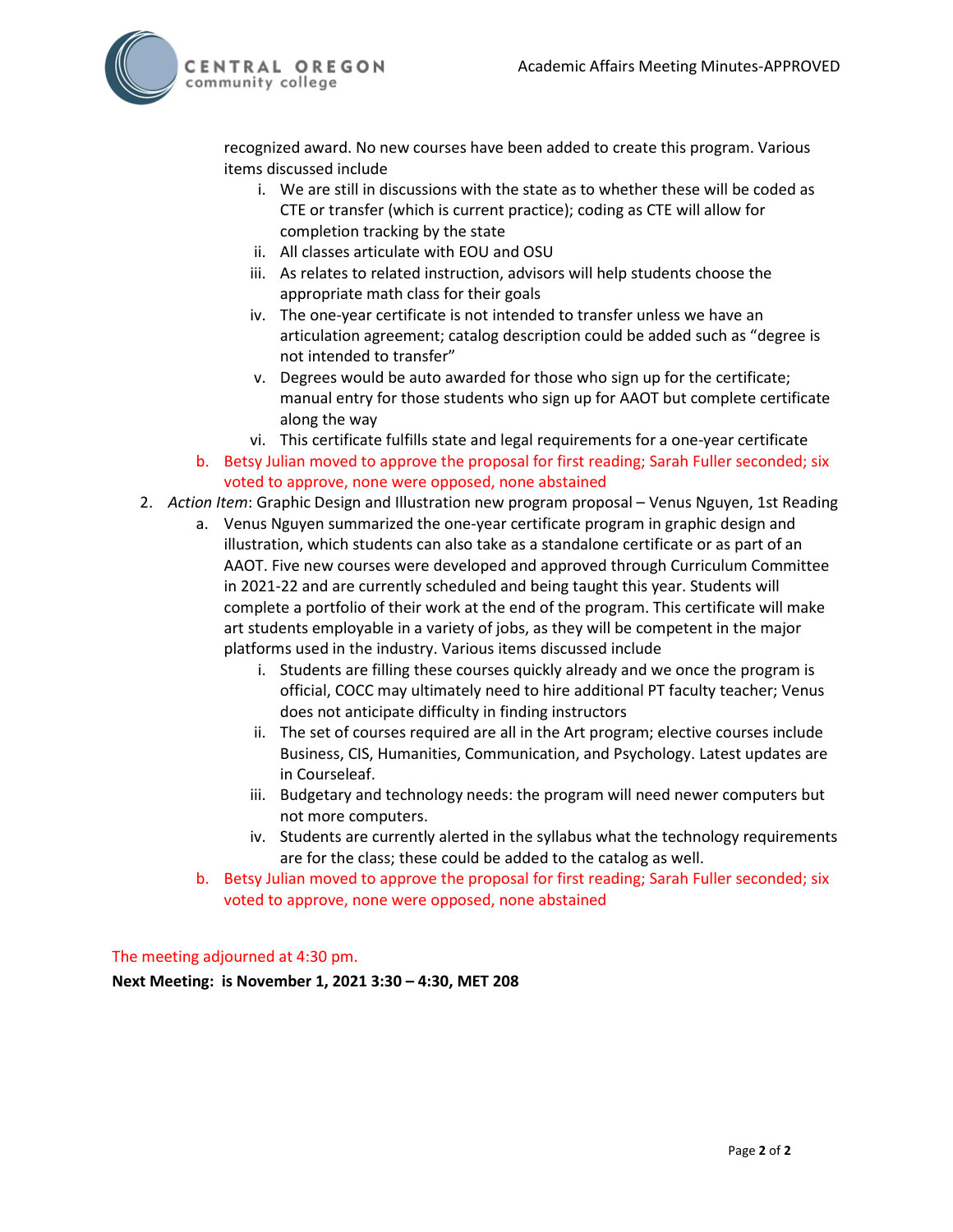recognized award. No new courses have been added to create this program. Various items discussed include

   i. We are still in discussions with the state as to whether these will be coded as CTE or transfer (which is current practice); coding as CTE will allow for completion tracking by the state
   ii. All classes articulate with EOU and OSU
   iii. As relates to related instruction, advisors will help students choose the appropriate math class for their goals
   iv. The one-year certificate is not intended to transfer unless we have an articulation agreement; catalog description could be added such as “degree is not intended to transfer”
   v. Degrees would be auto awarded for those who sign up for the certificate; manual entry for those students who sign up for AAOT but complete certificate along the way
   vi. This certificate fulfills state and legal requirements for a one-year certificate

b. Betsy Julian moved to approve the proposal for first reading; Sarah Fuller seconded; six voted to approve, none were opposed, none abstained

2. *Action Item*: Graphic Design and Illustration new program proposal – Venus Nguyen, 1st Reading
   a. Venus Nguyen summarized the one-year certificate program in graphic design and illustration, which students can also take as a standalone certificate or as part of an AAOT. Five new courses were developed and approved through Curriculum Committee in 2021-22 and are currently scheduled and being taught this year. Students will complete a portfolio of their work at the end of the program. This certificate will make art students employable in a variety of jobs, as they will be competent in the major platforms used in the industry. Various items discussed include
      i. Students are filling these courses quickly already and we once the program is official, COCC may ultimately need to hire additional PT faculty teacher; Venus does not anticipate difficulty in finding instructors
      ii. The set of courses required are all in the Art program; elective courses include Business, CIS, Humanities, Communication, and Psychology. Latest updates are in Courseleaf.
      iii. Budgetary and technology needs: the program will need newer computers but not more computers.
      iv. Students are currently alerted in the syllabus what the technology requirements are for the class; these could be added to the catalog as well.
   b. Betsy Julian moved to approve the proposal for first reading; Sarah Fuller seconded; six voted to approve, none were opposed, none abstained

The meeting adjourned at 4:30 pm.

**Next Meeting: is November 1, 2021 3:30 – 4:30, MET 208**